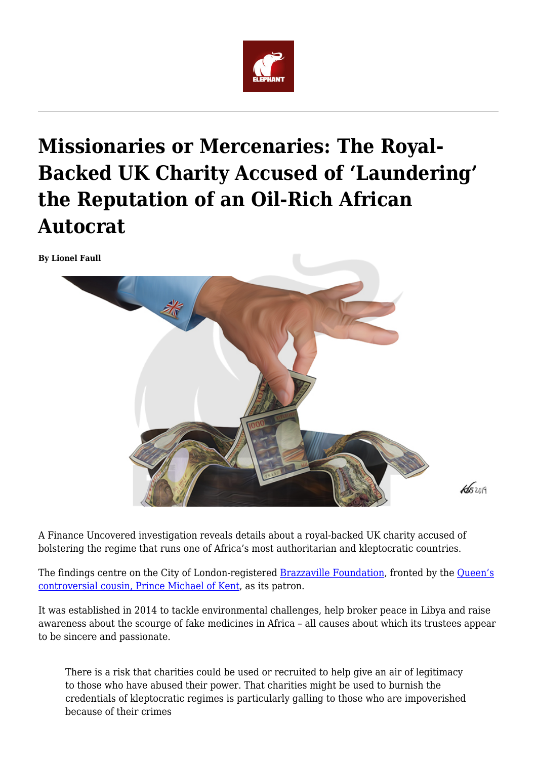# Missionaries or Mercenaries: The Royal-Backed UK Charity Accused of 'Laundering' the Reputation of an Oil-Rich African Autocrat

**By Lionel Faull**

A Finance Uncovered investigation reveals details about a royal-backed UK charity accused of bolstering the regime that runs one of Africa's most authoritarian and kleptocratic countries.

The findings centre on the City of London-registered Brazzaville Foundation, fronted by the Queen's controversial cousin, Prince Michael of Kent, as its patron.

It was established in 2014 to tackle environmental challenges, help broker peace in Libya and raise awareness about the scourge of fake medicines in Africa – all causes about which its trustees appear to be sincere and passionate.

> There is a risk that charities could be used or recruited to help give an air of legitimacy to those who have abused their power. That charities might be used to burnish the credentials of kleptocratic regimes is particularly galling to those who are impoverished because of their crimes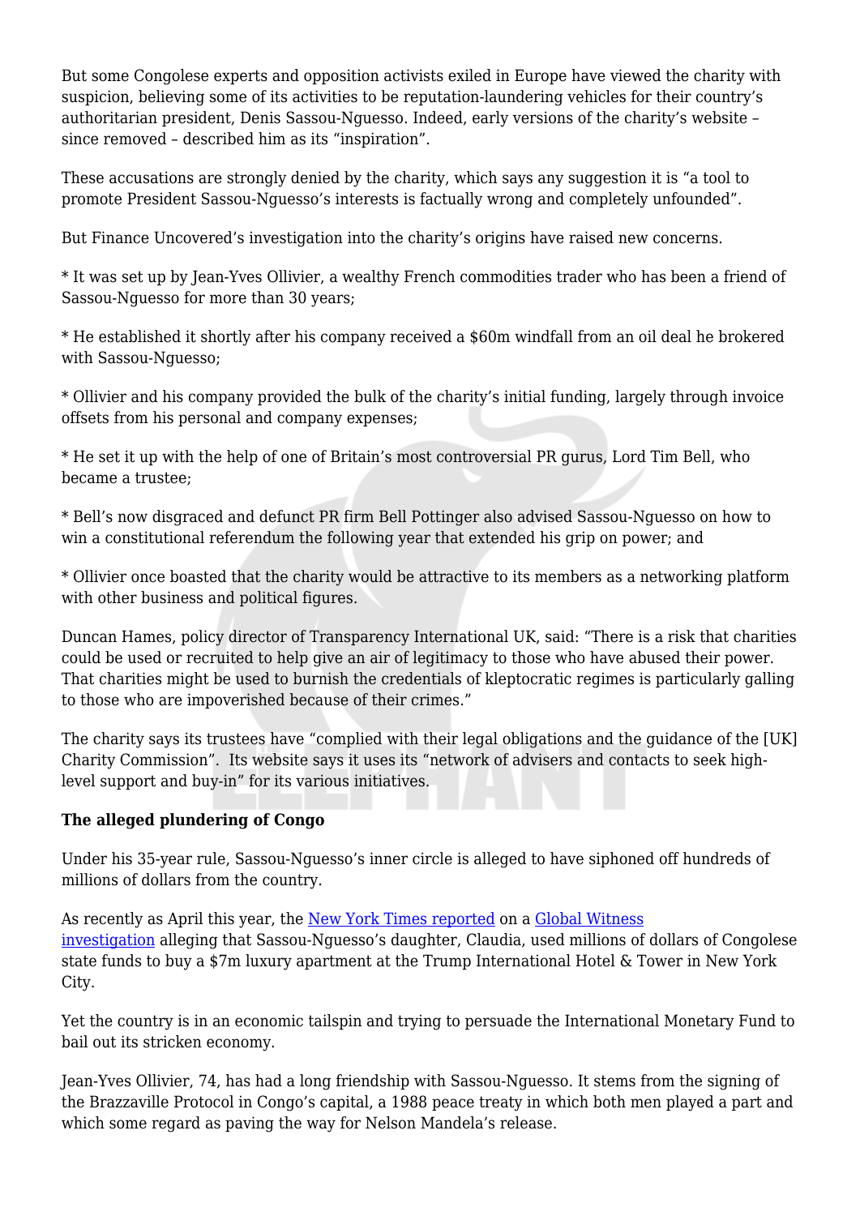But some Congolese experts and opposition activists exiled in Europe have viewed the charity with suspicion, believing some of its activities to be reputation-laundering vehicles for their country's authoritarian president, Denis Sassou-Nguesso. Indeed, early versions of the charity's website – since removed – described him as its "inspiration".

These accusations are strongly denied by the charity, which says any suggestion it is "a tool to promote President Sassou-Nguesso's interests is factually wrong and completely unfounded".

But Finance Uncovered's investigation into the charity's origins have raised new concerns.

* It was set up by Jean-Yves Ollivier, a wealthy French commodities trader who has been a friend of Sassou-Nguesso for more than 30 years;

* He established it shortly after his company received a $60m windfall from an oil deal he brokered with Sassou-Nguesso;

* Ollivier and his company provided the bulk of the charity's initial funding, largely through invoice offsets from his personal and company expenses;

* He set it up with the help of one of Britain's most controversial PR gurus, Lord Tim Bell, who became a trustee;

* Bell's now disgraced and defunct PR firm Bell Pottinger also advised Sassou-Nguesso on how to win a constitutional referendum the following year that extended his grip on power; and

* Ollivier once boasted that the charity would be attractive to its members as a networking platform with other business and political figures.

Duncan Hames, policy director of Transparency International UK, said: "There is a risk that charities could be used or recruited to help give an air of legitimacy to those who have abused their power. That charities might be used to burnish the credentials of kleptocratic regimes is particularly galling to those who are impoverished because of their crimes."

The charity says its trustees have "complied with their legal obligations and the guidance of the [UK] Charity Commission". Its website says it uses its "network of advisers and contacts to seek high-level support and buy-in" for its various initiatives.

**The alleged plundering of Congo**

Under his 35-year rule, Sassou-Nguesso's inner circle is alleged to have siphoned off hundreds of millions of dollars from the country.

As recently as April this year, the New York Times reported on a Global Witness investigation alleging that Sassou-Nguesso's daughter, Claudia, used millions of dollars of Congolese state funds to buy a $7m luxury apartment at the Trump International Hotel & Tower in New York City.

Yet the country is in an economic tailspin and trying to persuade the International Monetary Fund to bail out its stricken economy.

Jean-Yves Ollivier, 74, has had a long friendship with Sassou-Nguesso. It stems from the signing of the Brazzaville Protocol in Congo's capital, a 1988 peace treaty in which both men played a part and which some regard as paving the way for Nelson Mandela's release.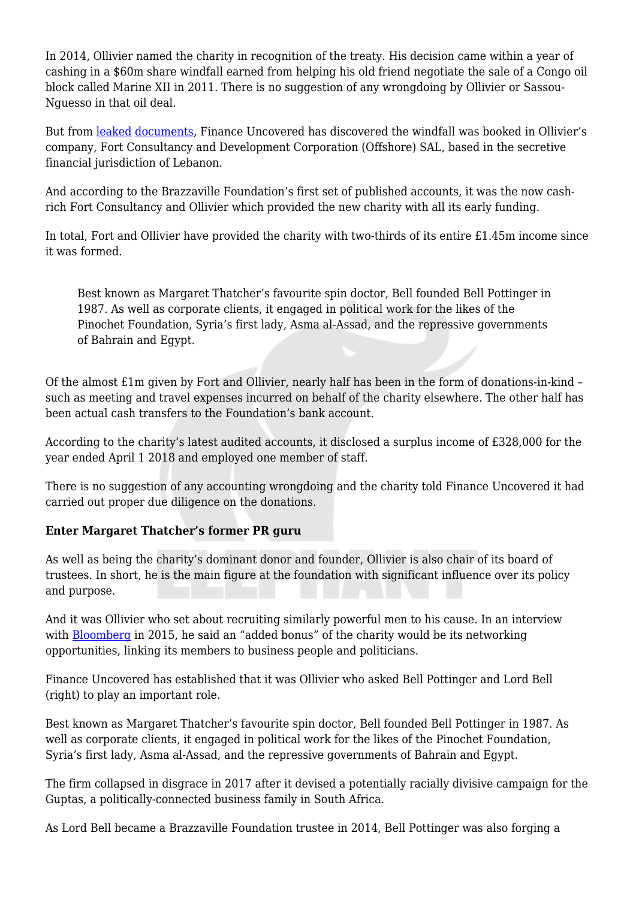In 2014, Ollivier named the charity in recognition of the treaty. His decision came within a year of cashing in a $60m share windfall earned from helping his old friend negotiate the sale of a Congo oil block called Marine XII in 2011. There is no suggestion of any wrongdoing by Ollivier or Sassou-Nguesso in that oil deal.

But from leaked documents, Finance Uncovered has discovered the windfall was booked in Ollivier's company, Fort Consultancy and Development Corporation (Offshore) SAL, based in the secretive financial jurisdiction of Lebanon.

And according to the Brazzaville Foundation's first set of published accounts, it was the now cash-rich Fort Consultancy and Ollivier which provided the new charity with all its early funding.

In total, Fort and Ollivier have provided the charity with two-thirds of its entire £1.45m income since it was formed.

> Best known as Margaret Thatcher's favourite spin doctor, Bell founded Bell Pottinger in 1987. As well as corporate clients, it engaged in political work for the likes of the Pinochet Foundation, Syria's first lady, Asma al-Assad, and the repressive governments of Bahrain and Egypt.

Of the almost £1m given by Fort and Ollivier, nearly half has been in the form of donations-in-kind – such as meeting and travel expenses incurred on behalf of the charity elsewhere. The other half has been actual cash transfers to the Foundation's bank account.

According to the charity's latest audited accounts, it disclosed a surplus income of £328,000 for the year ended April 1 2018 and employed one member of staff.

There is no suggestion of any accounting wrongdoing and the charity told Finance Uncovered it had carried out proper due diligence on the donations.

**Enter Margaret Thatcher's former PR guru**

As well as being the charity's dominant donor and founder, Ollivier is also chair of its board of trustees. In short, he is the main figure at the foundation with significant influence over its policy and purpose.

And it was Ollivier who set about recruiting similarly powerful men to his cause. In an interview with Bloomberg in 2015, he said an "added bonus" of the charity would be its networking opportunities, linking its members to business people and politicians.

Finance Uncovered has established that it was Ollivier who asked Bell Pottinger and Lord Bell (right) to play an important role.

Best known as Margaret Thatcher's favourite spin doctor, Bell founded Bell Pottinger in 1987. As well as corporate clients, it engaged in political work for the likes of the Pinochet Foundation, Syria's first lady, Asma al-Assad, and the repressive governments of Bahrain and Egypt.

The firm collapsed in disgrace in 2017 after it devised a potentially racially divisive campaign for the Guptas, a politically-connected business family in South Africa.

As Lord Bell became a Brazzaville Foundation trustee in 2014, Bell Pottinger was also forging a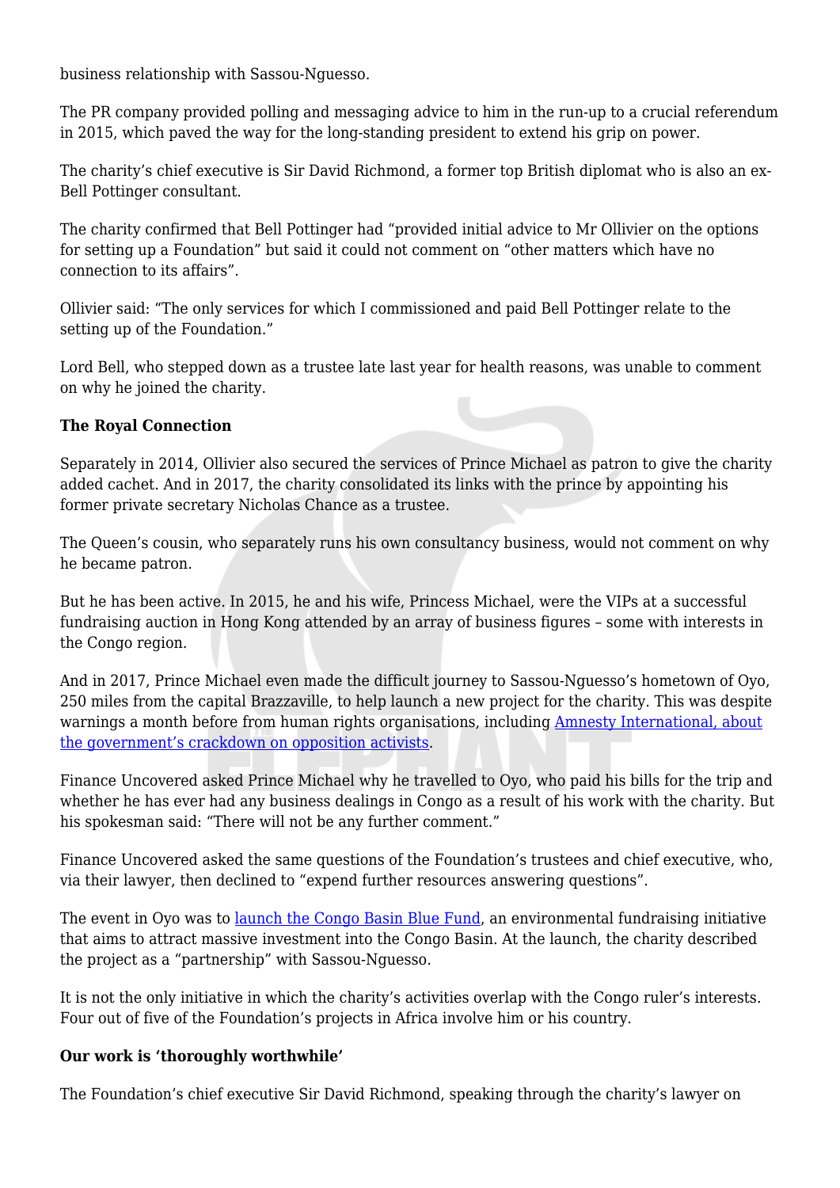business relationship with Sassou-Nguesso.

The PR company provided polling and messaging advice to him in the run-up to a crucial referendum in 2015, which paved the way for the long-standing president to extend his grip on power.

The charity's chief executive is Sir David Richmond, a former top British diplomat who is also an ex-Bell Pottinger consultant.

The charity confirmed that Bell Pottinger had "provided initial advice to Mr Ollivier on the options for setting up a Foundation" but said it could not comment on "other matters which have no connection to its affairs".

Ollivier said: "The only services for which I commissioned and paid Bell Pottinger relate to the setting up of the Foundation."

Lord Bell, who stepped down as a trustee late last year for health reasons, was unable to comment on why he joined the charity.

**The Royal Connection**

Separately in 2014, Ollivier also secured the services of Prince Michael as patron to give the charity added cachet. And in 2017, the charity consolidated its links with the prince by appointing his former private secretary Nicholas Chance as a trustee.

The Queen's cousin, who separately runs his own consultancy business, would not comment on why he became patron.

But he has been active. In 2015, he and his wife, Princess Michael, were the VIPs at a successful fundraising auction in Hong Kong attended by an array of business figures – some with interests in the Congo region.

And in 2017, Prince Michael even made the difficult journey to Sassou-Nguesso's hometown of Oyo, 250 miles from the capital Brazzaville, to help launch a new project for the charity. This was despite warnings a month before from human rights organisations, including Amnesty International, about the government's crackdown on opposition activists.

Finance Uncovered asked Prince Michael why he travelled to Oyo, who paid his bills for the trip and whether he has ever had any business dealings in Congo as a result of his work with the charity. But his spokesman said: "There will not be any further comment."

Finance Uncovered asked the same questions of the Foundation's trustees and chief executive, who, via their lawyer, then declined to "expend further resources answering questions".

The event in Oyo was to launch the Congo Basin Blue Fund, an environmental fundraising initiative that aims to attract massive investment into the Congo Basin. At the launch, the charity described the project as a "partnership" with Sassou-Nguesso.

It is not the only initiative in which the charity's activities overlap with the Congo ruler's interests. Four out of five of the Foundation's projects in Africa involve him or his country.

**Our work is 'thoroughly worthwhile'**

The Foundation's chief executive Sir David Richmond, speaking through the charity's lawyer on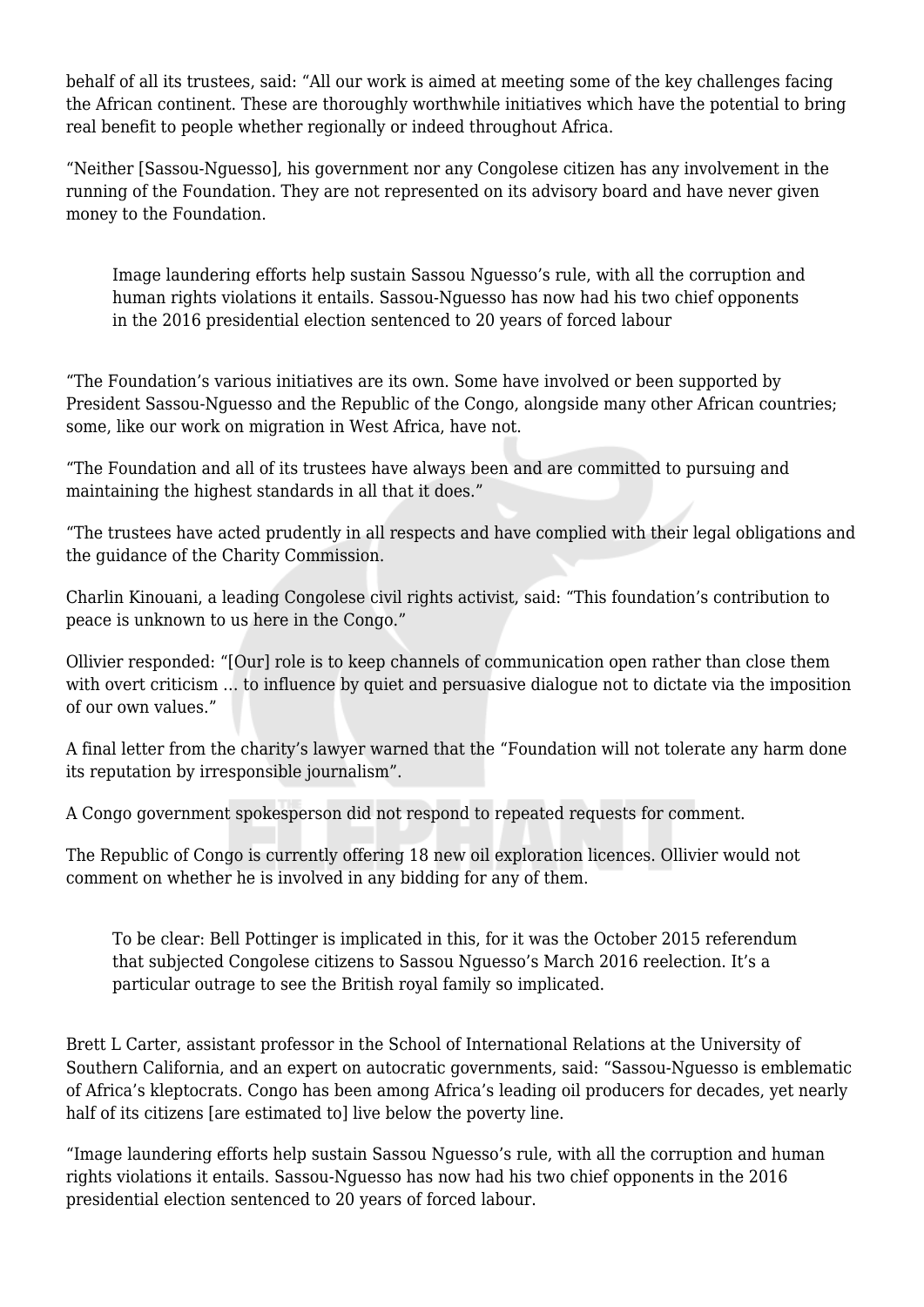behalf of all its trustees, said: "All our work is aimed at meeting some of the key challenges facing the African continent. These are thoroughly worthwhile initiatives which have the potential to bring real benefit to people whether regionally or indeed throughout Africa.

"Neither [Sassou-Nguesso], his government nor any Congolese citizen has any involvement in the running of the Foundation. They are not represented on its advisory board and have never given money to the Foundation.

> Image laundering efforts help sustain Sassou Nguesso's rule, with all the corruption and human rights violations it entails. Sassou-Nguesso has now had his two chief opponents in the 2016 presidential election sentenced to 20 years of forced labour

"The Foundation's various initiatives are its own. Some have involved or been supported by President Sassou-Nguesso and the Republic of the Congo, alongside many other African countries; some, like our work on migration in West Africa, have not.

"The Foundation and all of its trustees have always been and are committed to pursuing and maintaining the highest standards in all that it does."

"The trustees have acted prudently in all respects and have complied with their legal obligations and the guidance of the Charity Commission.

Charlin Kinouani, a leading Congolese civil rights activist, said: "This foundation's contribution to peace is unknown to us here in the Congo."

Ollivier responded: "[Our] role is to keep channels of communication open rather than close them with overt criticism … to influence by quiet and persuasive dialogue not to dictate via the imposition of our own values."

A final letter from the charity's lawyer warned that the "Foundation will not tolerate any harm done its reputation by irresponsible journalism".

A Congo government spokesperson did not respond to repeated requests for comment.

The Republic of Congo is currently offering 18 new oil exploration licences. Ollivier would not comment on whether he is involved in any bidding for any of them.

> To be clear: Bell Pottinger is implicated in this, for it was the October 2015 referendum that subjected Congolese citizens to Sassou Nguesso's March 2016 reelection. It's a particular outrage to see the British royal family so implicated.

Brett L Carter, assistant professor in the School of International Relations at the University of Southern California, and an expert on autocratic governments, said: "Sassou-Nguesso is emblematic of Africa's kleptocrats. Congo has been among Africa's leading oil producers for decades, yet nearly half of its citizens [are estimated to] live below the poverty line.

"Image laundering efforts help sustain Sassou Nguesso's rule, with all the corruption and human rights violations it entails. Sassou-Nguesso has now had his two chief opponents in the 2016 presidential election sentenced to 20 years of forced labour.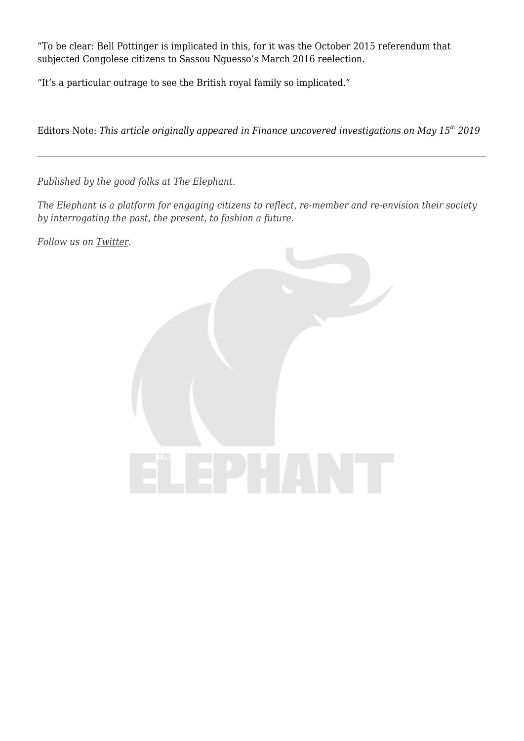"To be clear: Bell Pottinger is implicated in this, for it was the October 2015 referendum that subjected Congolese citizens to Sassou Nguesso's March 2016 reelection.

"It's a particular outrage to see the British royal family so implicated."

Editors Note: *This article originally appeared in Finance uncovered investigations on May 15th 2019*

---

*Published by the good folks at The Elephant.*

*The Elephant is a platform for engaging citizens to reflect, re-member and re-envision their society by interrogating the past, the present, to fashion a future.*

*Follow us on Twitter.*